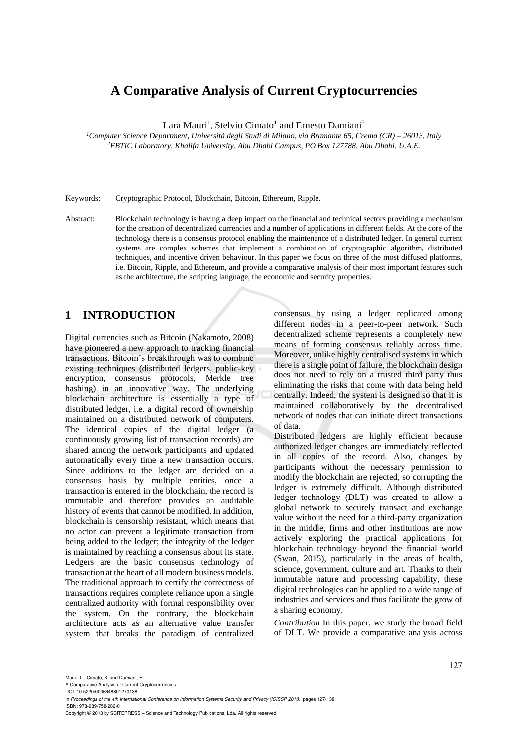# A Comparative Analysis of Current Cryptocurrencies

Lara Mauri[1], Stelvio Cimato[1] and Ernesto Damiani[2]

[1]*Computer Science Department, Università degli Studi di Milano, via Bramante 65, Crema (CR) – 26013, Italy*
[2]*EBTIC Laboratory, Khalifa University, Abu Dhabi Campus, PO Box 127788, Abu Dhabi, U.A.E.*

Keywords: Cryptographic Protocol, Blockchain, Bitcoin, Ethereum, Ripple.

Abstract: Blockchain technology is having a deep impact on the financial and technical sectors providing a mechanism for the creation of decentralized currencies and a number of applications in different fields. At the core of the technology there is a consensus protocol enabling the maintenance of a distributed ledger. In general current systems are complex schemes that implement a combination of cryptographic algorithm, distributed techniques, and incentive driven behaviour. In this paper we focus on three of the most diffused platforms, i.e. Bitcoin, Ripple, and Ethereum, and provide a comparative analysis of their most important features such as the architecture, the scripting language, the economic and security properties.

## 1 INTRODUCTION

Digital currencies such as Bitcoin (Nakamoto, 2008) have pioneered a new approach to tracking financial transactions. Bitcoin's breakthrough was to combine existing techniques (distributed ledgers, public-key encryption, consensus protocols, Merkle tree hashing) in an innovative way. The underlying blockchain architecture is essentially a type of distributed ledger, i.e. a digital record of ownership maintained on a distributed network of computers. The identical copies of the digital ledger (a continuously growing list of transaction records) are shared among the network participants and updated automatically every time a new transaction occurs. Since additions to the ledger are decided on a consensus basis by multiple entities, once a transaction is entered in the blockchain, the record is immutable and therefore provides an auditable history of events that cannot be modified. In addition, blockchain is censorship resistant, which means that no actor can prevent a legitimate transaction from being added to the ledger; the integrity of the ledger is maintained by reaching a consensus about its state. Ledgers are the basic consensus technology of transaction at the heart of all modern business models. The traditional approach to certify the correctness of transactions requires complete reliance upon a single centralized authority with formal responsibility over the system. On the contrary, the blockchain architecture acts as an alternative value transfer system that breaks the paradigm of centralized consensus by using a ledger replicated among different nodes in a peer-to-peer network. Such decentralized scheme represents a completely new means of forming consensus reliably across time. Moreover, unlike highly centralised systems in which there is a single point of failure, the blockchain design does not need to rely on a trusted third party thus eliminating the risks that come with data being held centrally. Indeed, the system is designed so that it is maintained collaboratively by the decentralised network of nodes that can initiate direct transactions of data.

Distributed ledgers are highly efficient because authorized ledger changes are immediately reflected in all copies of the record. Also, changes by participants without the necessary permission to modify the blockchain are rejected, so corrupting the ledger is extremely difficult. Although distributed ledger technology (DLT) was created to allow a global network to securely transact and exchange value without the need for a third-party organization in the middle, firms and other institutions are now actively exploring the practical applications for blockchain technology beyond the financial world (Swan, 2015), particularly in the areas of health, science, government, culture and art. Thanks to their immutable nature and processing capability, these digital technologies can be applied to a wide range of industries and services and thus facilitate the grow of a sharing economy.

*Contribution* In this paper, we study the broad field of DLT. We provide a comparative analysis across

Mauri, L., Cimato, S. and Damiani, E.
A Comparative Analysis of Current Cryptocurrencies .
DOI: 10.5220/0006648801270138
In *Proceedings of the 4th International Conference on Information Systems Security and Privacy (ICISSP 2018)*, pages 127-138
ISBN: 978-989-758-282-0
Copyright © 2018 by SCITEPRESS – Science and Technology Publications, Lda. All rights reserved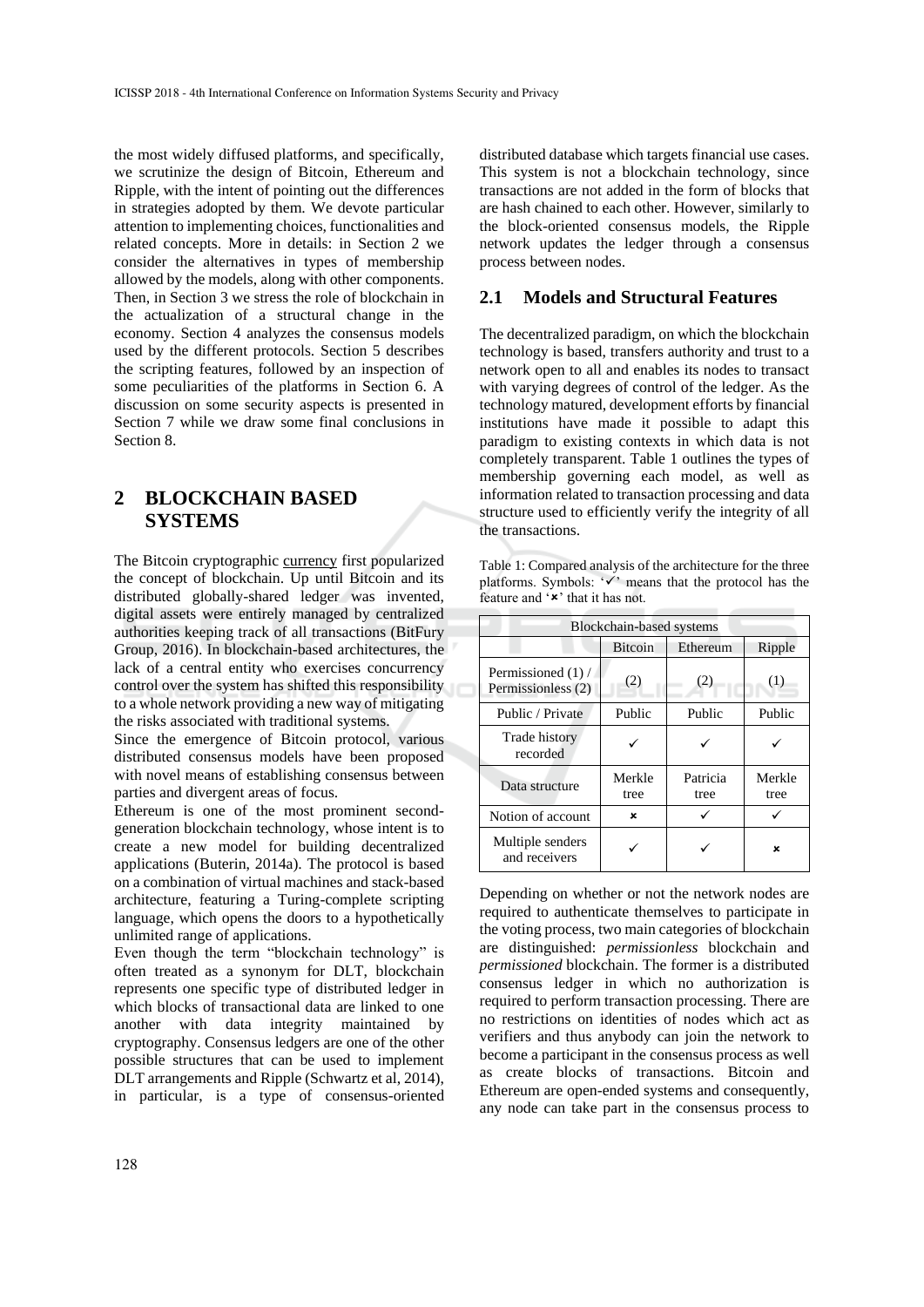the most widely diffused platforms, and specifically, we scrutinize the design of Bitcoin, Ethereum and Ripple, with the intent of pointing out the differences in strategies adopted by them. We devote particular attention to implementing choices, functionalities and related concepts. More in details: in Section 2 we consider the alternatives in types of membership allowed by the models, along with other components. Then, in Section 3 we stress the role of blockchain in the actualization of a structural change in the economy. Section 4 analyzes the consensus models used by the different protocols. Section 5 describes the scripting features, followed by an inspection of some peculiarities of the platforms in Section 6. A discussion on some security aspects is presented in Section 7 while we draw some final conclusions in Section 8.

# 2 BLOCKCHAIN BASED SYSTEMS

The Bitcoin cryptographic currency first popularized the concept of blockchain. Up until Bitcoin and its distributed globally-shared ledger was invented, digital assets were entirely managed by centralized authorities keeping track of all transactions (BitFury Group, 2016). In blockchain-based architectures, the lack of a central entity who exercises concurrency control over the system has shifted this responsibility to a whole network providing a new way of mitigating the risks associated with traditional systems.

Since the emergence of Bitcoin protocol, various distributed consensus models have been proposed with novel means of establishing consensus between parties and divergent areas of focus.

Ethereum is one of the most prominent second-generation blockchain technology, whose intent is to create a new model for building decentralized applications (Buterin, 2014a). The protocol is based on a combination of virtual machines and stack-based architecture, featuring a Turing-complete scripting language, which opens the doors to a hypothetically unlimited range of applications.

Even though the term "blockchain technology" is often treated as a synonym for DLT, blockchain represents one specific type of distributed ledger in which blocks of transactional data are linked to one another with data integrity maintained by cryptography. Consensus ledgers are one of the other possible structures that can be used to implement DLT arrangements and Ripple (Schwartz et al, 2014), in particular, is a type of consensus-oriented distributed database which targets financial use cases. This system is not a blockchain technology, since transactions are not added in the form of blocks that are hash chained to each other. However, similarly to the block-oriented consensus models, the Ripple network updates the ledger through a consensus process between nodes.

## 2.1 Models and Structural Features

The decentralized paradigm, on which the blockchain technology is based, transfers authority and trust to a network open to all and enables its nodes to transact with varying degrees of control of the ledger. As the technology matured, development efforts by financial institutions have made it possible to adapt this paradigm to existing contexts in which data is not completely transparent. Table 1 outlines the types of membership governing each model, as well as information related to transaction processing and data structure used to efficiently verify the integrity of all the transactions.

Table 1: Compared analysis of the architecture for the three platforms. Symbols: '✓' means that the protocol has the feature and '×' that it has not.

| Blockchain-based systems | | | |
|---|---|---|---|
| | Bitcoin | Ethereum | Ripple |
| Permissioned (1) / Permissionless (2) | (2) | (2) | (1) |
| Public / Private | Public | Public | Public |
| Trade history recorded | ✓ | ✓ | ✓ |
| Data structure | Merkle tree | Patricia tree | Merkle tree |
| Notion of account | × | ✓ | ✓ |
| Multiple senders and receivers | ✓ | ✓ | × |

Depending on whether or not the network nodes are required to authenticate themselves to participate in the voting process, two main categories of blockchain are distinguished: *permissionless* blockchain and *permissioned* blockchain. The former is a distributed consensus ledger in which no authorization is required to perform transaction processing. There are no restrictions on identities of nodes which act as verifiers and thus anybody can join the network to become a participant in the consensus process as well as create blocks of transactions. Bitcoin and Ethereum are open-ended systems and consequently, any node can take part in the consensus process to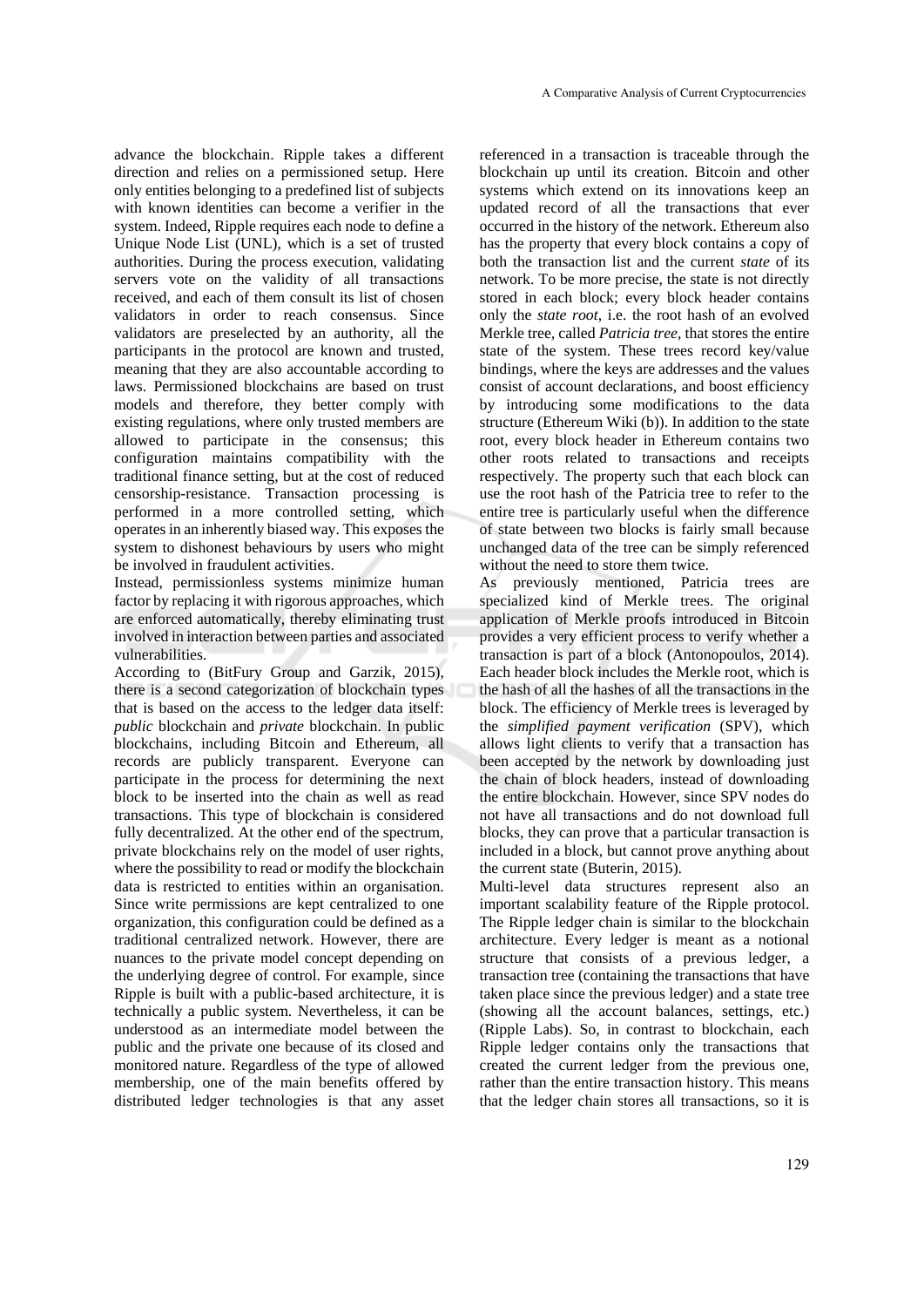advance the blockchain. Ripple takes a different direction and relies on a permissioned setup. Here only entities belonging to a predefined list of subjects with known identities can become a verifier in the system. Indeed, Ripple requires each node to define a Unique Node List (UNL), which is a set of trusted authorities. During the process execution, validating servers vote on the validity of all transactions received, and each of them consult its list of chosen validators in order to reach consensus. Since validators are preselected by an authority, all the participants in the protocol are known and trusted, meaning that they are also accountable according to laws. Permissioned blockchains are based on trust models and therefore, they better comply with existing regulations, where only trusted members are allowed to participate in the consensus; this configuration maintains compatibility with the traditional finance setting, but at the cost of reduced censorship-resistance. Transaction processing is performed in a more controlled setting, which operates in an inherently biased way. This exposes the system to dishonest behaviours by users who might be involved in fraudulent activities.

Instead, permissionless systems minimize human factor by replacing it with rigorous approaches, which are enforced automatically, thereby eliminating trust involved in interaction between parties and associated vulnerabilities.

According to (BitFury Group and Garzik, 2015), there is a second categorization of blockchain types that is based on the access to the ledger data itself: *public* blockchain and *private* blockchain. In public blockchains, including Bitcoin and Ethereum, all records are publicly transparent. Everyone can participate in the process for determining the next block to be inserted into the chain as well as read transactions. This type of blockchain is considered fully decentralized. At the other end of the spectrum, private blockchains rely on the model of user rights, where the possibility to read or modify the blockchain data is restricted to entities within an organisation. Since write permissions are kept centralized to one organization, this configuration could be defined as a traditional centralized network. However, there are nuances to the private model concept depending on the underlying degree of control. For example, since Ripple is built with a public-based architecture, it is technically a public system. Nevertheless, it can be understood as an intermediate model between the public and the private one because of its closed and monitored nature. Regardless of the type of allowed membership, one of the main benefits offered by distributed ledger technologies is that any asset referenced in a transaction is traceable through the blockchain up until its creation. Bitcoin and other systems which extend on its innovations keep an updated record of all the transactions that ever occurred in the history of the network. Ethereum also has the property that every block contains a copy of both the transaction list and the current *state* of its network. To be more precise, the state is not directly stored in each block; every block header contains only the *state root*, i.e. the root hash of an evolved Merkle tree, called *Patricia tree*, that stores the entire state of the system. These trees record key/value bindings, where the keys are addresses and the values consist of account declarations, and boost efficiency by introducing some modifications to the data structure (Ethereum Wiki (b)). In addition to the state root, every block header in Ethereum contains two other roots related to transactions and receipts respectively. The property such that each block can use the root hash of the Patricia tree to refer to the entire tree is particularly useful when the difference of state between two blocks is fairly small because unchanged data of the tree can be simply referenced without the need to store them twice.

As previously mentioned, Patricia trees are specialized kind of Merkle trees. The original application of Merkle proofs introduced in Bitcoin provides a very efficient process to verify whether a transaction is part of a block (Antonopoulos, 2014). Each header block includes the Merkle root, which is the hash of all the hashes of all the transactions in the block. The efficiency of Merkle trees is leveraged by the *simplified payment verification* (SPV), which allows light clients to verify that a transaction has been accepted by the network by downloading just the chain of block headers, instead of downloading the entire blockchain. However, since SPV nodes do not have all transactions and do not download full blocks, they can prove that a particular transaction is included in a block, but cannot prove anything about the current state (Buterin, 2015).

Multi-level data structures represent also an important scalability feature of the Ripple protocol. The Ripple ledger chain is similar to the blockchain architecture. Every ledger is meant as a notional structure that consists of a previous ledger, a transaction tree (containing the transactions that have taken place since the previous ledger) and a state tree (showing all the account balances, settings, etc.) (Ripple Labs). So, in contrast to blockchain, each Ripple ledger contains only the transactions that created the current ledger from the previous one, rather than the entire transaction history. This means that the ledger chain stores all transactions, so it is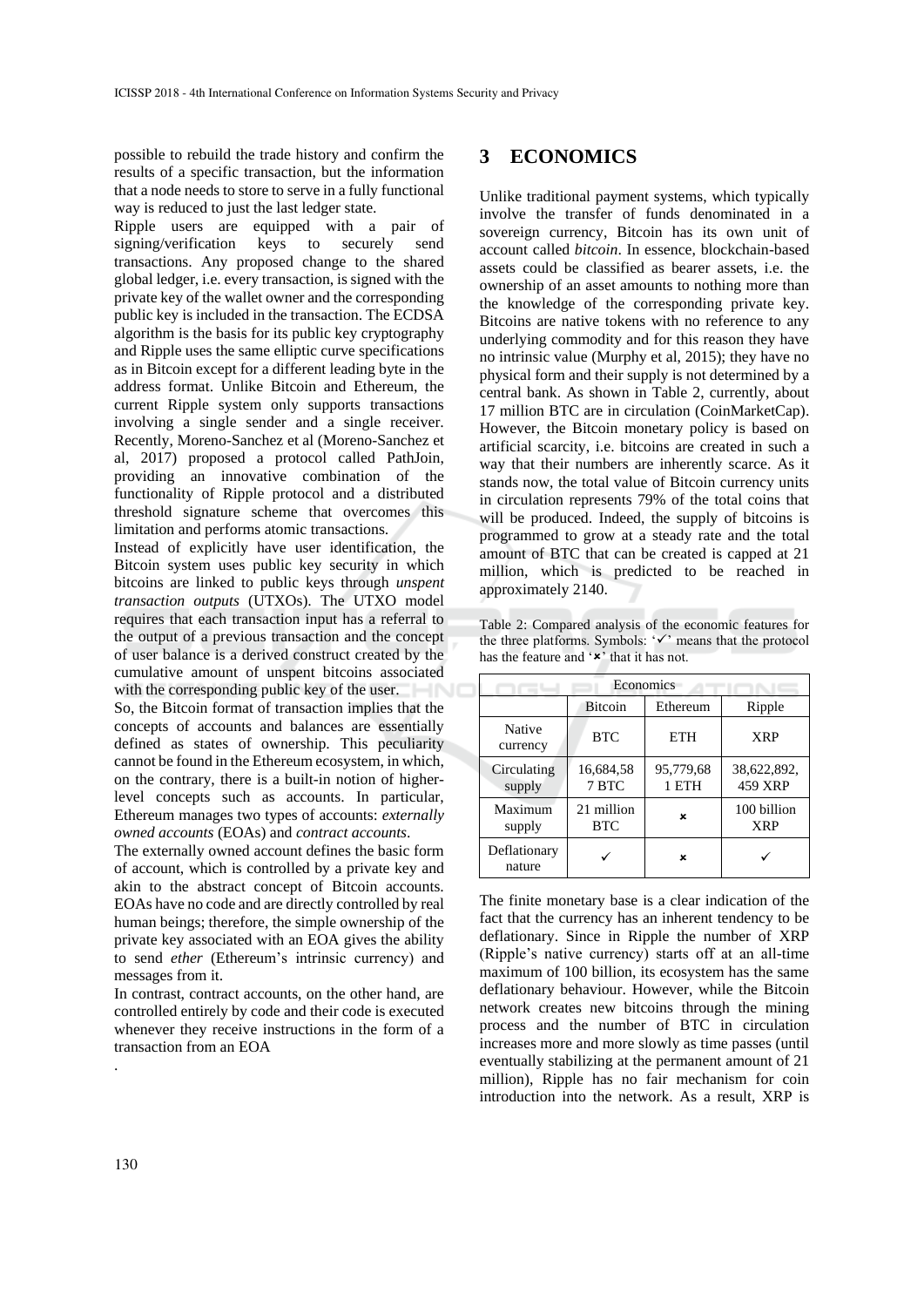possible to rebuild the trade history and confirm the results of a specific transaction, but the information that a node needs to store to serve in a fully functional way is reduced to just the last ledger state.

Ripple users are equipped with a pair of signing/verification keys to securely send transactions. Any proposed change to the shared global ledger, i.e. every transaction, is signed with the private key of the wallet owner and the corresponding public key is included in the transaction. The ECDSA algorithm is the basis for its public key cryptography and Ripple uses the same elliptic curve specifications as in Bitcoin except for a different leading byte in the address format. Unlike Bitcoin and Ethereum, the current Ripple system only supports transactions involving a single sender and a single receiver. Recently, Moreno-Sanchez et al (Moreno-Sanchez et al, 2017) proposed a protocol called PathJoin, providing an innovative combination of the functionality of Ripple protocol and a distributed threshold signature scheme that overcomes this limitation and performs atomic transactions.

Instead of explicitly have user identification, the Bitcoin system uses public key security in which bitcoins are linked to public keys through *unspent transaction outputs* (UTXOs). The UTXO model requires that each transaction input has a referral to the output of a previous transaction and the concept of user balance is a derived construct created by the cumulative amount of unspent bitcoins associated with the corresponding public key of the user.

So, the Bitcoin format of transaction implies that the concepts of accounts and balances are essentially defined as states of ownership. This peculiarity cannot be found in the Ethereum ecosystem, in which, on the contrary, there is a built-in notion of higher-level concepts such as accounts. In particular, Ethereum manages two types of accounts: *externally owned accounts* (EOAs) and *contract accounts*.

The externally owned account defines the basic form of account, which is controlled by a private key and akin to the abstract concept of Bitcoin accounts. EOAs have no code and are directly controlled by real human beings; therefore, the simple ownership of the private key associated with an EOA gives the ability to send *ether* (Ethereum's intrinsic currency) and messages from it.

In contrast, contract accounts, on the other hand, are controlled entirely by code and their code is executed whenever they receive instructions in the form of a transaction from an EOA

.

## 3 ECONOMICS

Unlike traditional payment systems, which typically involve the transfer of funds denominated in a sovereign currency, Bitcoin has its own unit of account called *bitcoin*. In essence, blockchain-based assets could be classified as bearer assets, i.e. the ownership of an asset amounts to nothing more than the knowledge of the corresponding private key. Bitcoins are native tokens with no reference to any underlying commodity and for this reason they have no intrinsic value (Murphy et al, 2015); they have no physical form and their supply is not determined by a central bank. As shown in Table 2, currently, about 17 million BTC are in circulation (CoinMarketCap). However, the Bitcoin monetary policy is based on artificial scarcity, i.e. bitcoins are created in such a way that their numbers are inherently scarce. As it stands now, the total value of Bitcoin currency units in circulation represents 79% of the total coins that will be produced. Indeed, the supply of bitcoins is programmed to grow at a steady rate and the total amount of BTC that can be created is capped at 21 million, which is predicted to be reached in approximately 2140.

Table 2: Compared analysis of the economic features for the three platforms. Symbols: '✓' means that the protocol has the feature and '✗' that it has not.

| Economics | | | |
|---|---|---|---|
| | Bitcoin | Ethereum | Ripple |
| Native currency | BTC | ETH | XRP |
| Circulating supply | 16,684,587 BTC | 95,779,681 ETH | 38,622,892,459 XRP |
| Maximum supply | 21 million BTC | ✗ | 100 billion XRP |
| Deflationary nature | ✓ | ✗ | ✓ |

The finite monetary base is a clear indication of the fact that the currency has an inherent tendency to be deflationary. Since in Ripple the number of XRP (Ripple's native currency) starts off at an all-time maximum of 100 billion, its ecosystem has the same deflationary behaviour. However, while the Bitcoin network creates new bitcoins through the mining process and the number of BTC in circulation increases more and more slowly as time passes (until eventually stabilizing at the permanent amount of 21 million), Ripple has no fair mechanism for coin introduction into the network. As a result, XRP is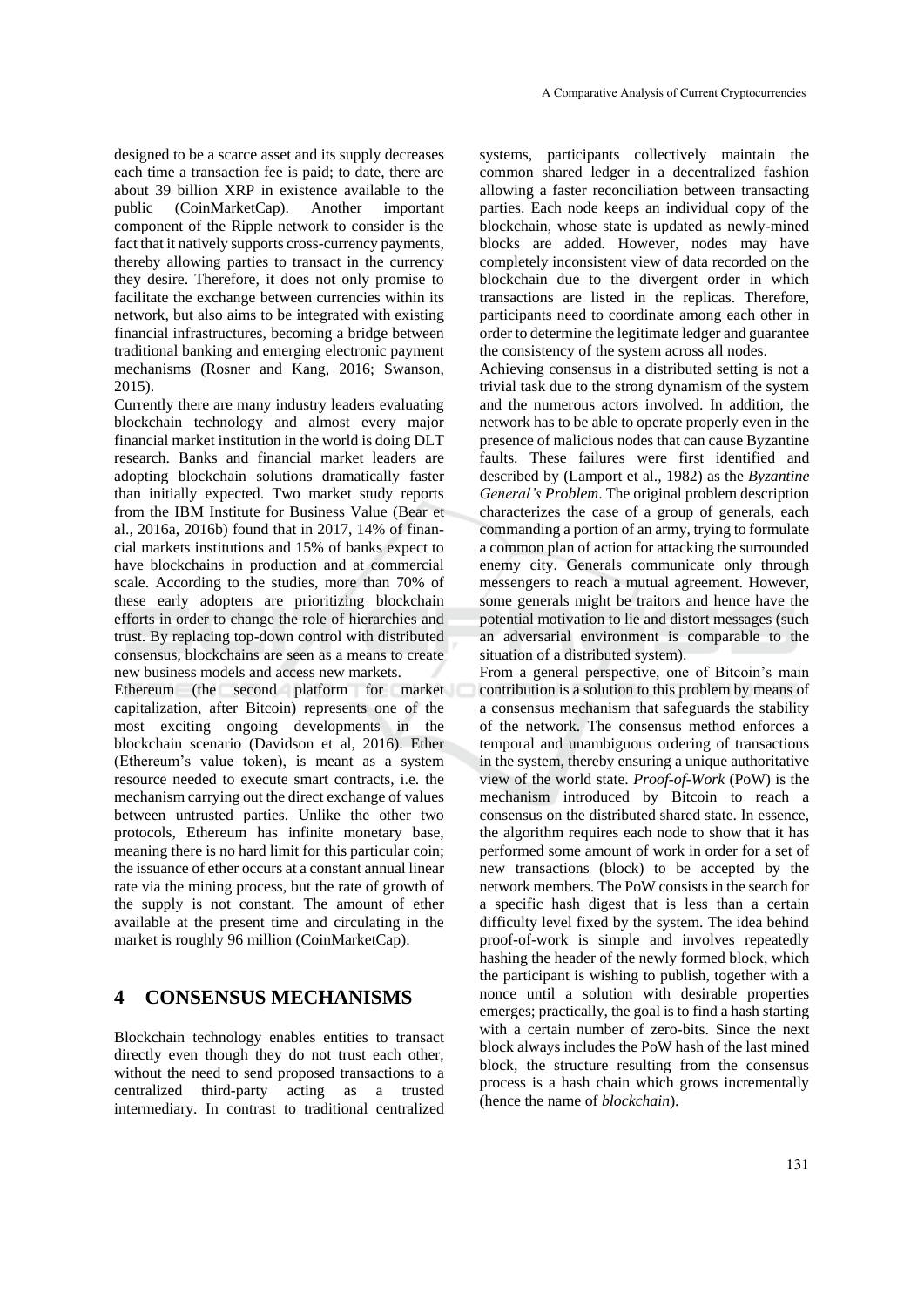designed to be a scarce asset and its supply decreases each time a transaction fee is paid; to date, there are about 39 billion XRP in existence available to the public (CoinMarketCap). Another important component of the Ripple network to consider is the fact that it natively supports cross-currency payments, thereby allowing parties to transact in the currency they desire. Therefore, it does not only promise to facilitate the exchange between currencies within its network, but also aims to be integrated with existing financial infrastructures, becoming a bridge between traditional banking and emerging electronic payment mechanisms (Rosner and Kang, 2016; Swanson, 2015).

Currently there are many industry leaders evaluating blockchain technology and almost every major financial market institution in the world is doing DLT research. Banks and financial market leaders are adopting blockchain solutions dramatically faster than initially expected. Two market study reports from the IBM Institute for Business Value (Bear et al., 2016a, 2016b) found that in 2017, 14% of financial markets institutions and 15% of banks expect to have blockchains in production and at commercial scale. According to the studies, more than 70% of these early adopters are prioritizing blockchain efforts in order to change the role of hierarchies and trust. By replacing top-down control with distributed consensus, blockchains are seen as a means to create new business models and access new markets.

Ethereum (the second platform for market capitalization, after Bitcoin) represents one of the most exciting ongoing developments in the blockchain scenario (Davidson et al, 2016). Ether (Ethereum's value token), is meant as a system resource needed to execute smart contracts, i.e. the mechanism carrying out the direct exchange of values between untrusted parties. Unlike the other two protocols, Ethereum has infinite monetary base, meaning there is no hard limit for this particular coin; the issuance of ether occurs at a constant annual linear rate via the mining process, but the rate of growth of the supply is not constant. The amount of ether available at the present time and circulating in the market is roughly 96 million (CoinMarketCap).

## 4 CONSENSUS MECHANISMS

Blockchain technology enables entities to transact directly even though they do not trust each other, without the need to send proposed transactions to a centralized third-party acting as a trusted intermediary. In contrast to traditional centralized systems, participants collectively maintain the common shared ledger in a decentralized fashion allowing a faster reconciliation between transacting parties. Each node keeps an individual copy of the blockchain, whose state is updated as newly-mined blocks are added. However, nodes may have completely inconsistent view of data recorded on the blockchain due to the divergent order in which transactions are listed in the replicas. Therefore, participants need to coordinate among each other in order to determine the legitimate ledger and guarantee the consistency of the system across all nodes.

Achieving consensus in a distributed setting is not a trivial task due to the strong dynamism of the system and the numerous actors involved. In addition, the network has to be able to operate properly even in the presence of malicious nodes that can cause Byzantine faults. These failures were first identified and described by (Lamport et al., 1982) as the *Byzantine General's Problem*. The original problem description characterizes the case of a group of generals, each commanding a portion of an army, trying to formulate a common plan of action for attacking the surrounded enemy city. Generals communicate only through messengers to reach a mutual agreement. However, some generals might be traitors and hence have the potential motivation to lie and distort messages (such an adversarial environment is comparable to the situation of a distributed system).

From a general perspective, one of Bitcoin's main contribution is a solution to this problem by means of a consensus mechanism that safeguards the stability of the network. The consensus method enforces a temporal and unambiguous ordering of transactions in the system, thereby ensuring a unique authoritative view of the world state. *Proof-of-Work* (PoW) is the mechanism introduced by Bitcoin to reach a consensus on the distributed shared state. In essence, the algorithm requires each node to show that it has performed some amount of work in order for a set of new transactions (block) to be accepted by the network members. The PoW consists in the search for a specific hash digest that is less than a certain difficulty level fixed by the system. The idea behind proof-of-work is simple and involves repeatedly hashing the header of the newly formed block, which the participant is wishing to publish, together with a nonce until a solution with desirable properties emerges; practically, the goal is to find a hash starting with a certain number of zero-bits. Since the next block always includes the PoW hash of the last mined block, the structure resulting from the consensus process is a hash chain which grows incrementally (hence the name of *blockchain*).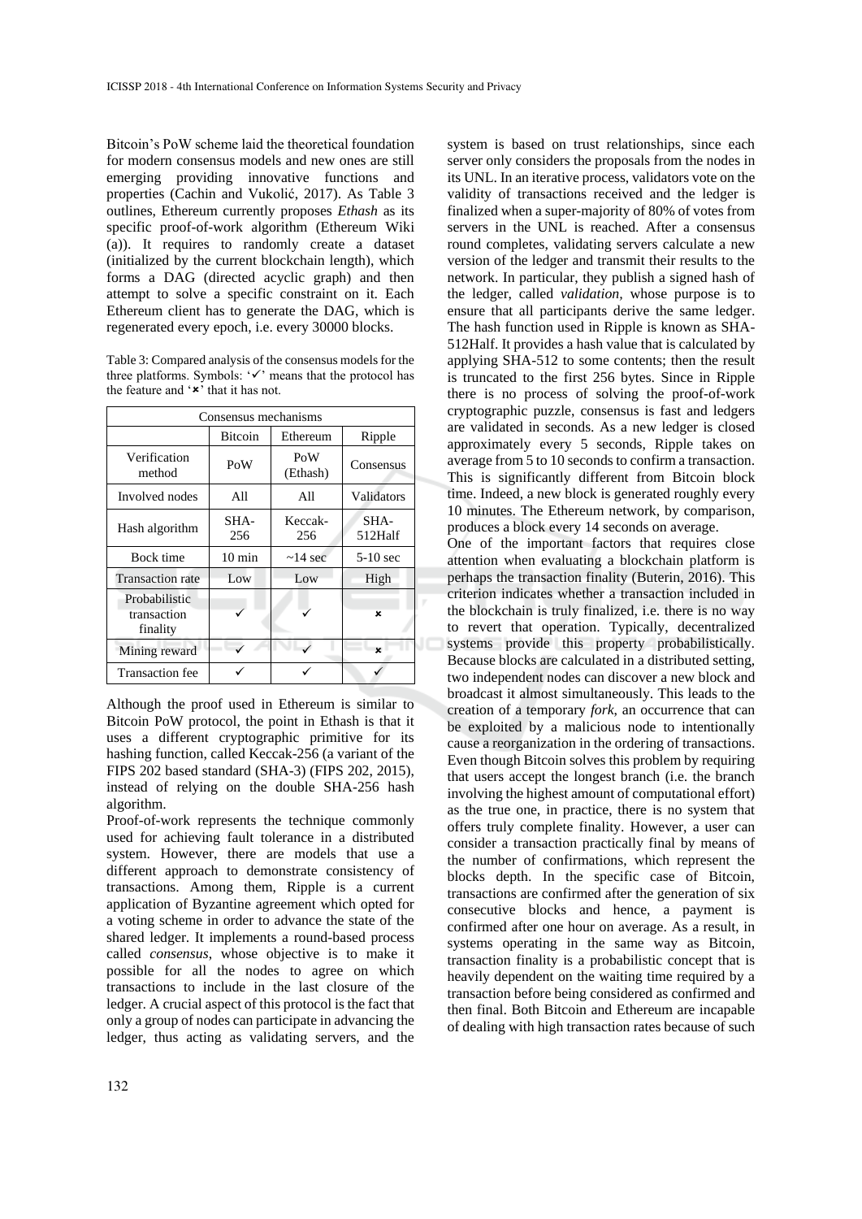Bitcoin's PoW scheme laid the theoretical foundation for modern consensus models and new ones are still emerging providing innovative functions and properties (Cachin and Vukolić, 2017). As Table 3 outlines, Ethereum currently proposes *Ethash* as its specific proof-of-work algorithm (Ethereum Wiki (a)). It requires to randomly create a dataset (initialized by the current blockchain length), which forms a DAG (directed acyclic graph) and then attempt to solve a specific constraint on it. Each Ethereum client has to generate the DAG, which is regenerated every epoch, i.e. every 30000 blocks.

Table 3: Compared analysis of the consensus models for the three platforms. Symbols: '✓' means that the protocol has the feature and '✗' that it has not.

| Consensus mechanisms | | | |
|---|---|---|---|
| | Bitcoin | Ethereum | Ripple |
| Verification method | PoW | PoW (Ethash) | Consensus |
| Involved nodes | All | All | Validators |
| Hash algorithm | SHA-256 | Keccak-256 | SHA-512Half |
| Bock time | 10 min | ~14 sec | 5-10 sec |
| Transaction rate | Low | Low | High |
| Probabilistic transaction finality | ✓ | ✓ | ✗ |
| Mining reward | ✓ | ✓ | ✗ |
| Transaction fee | ✓ | ✓ | ✓ |

Although the proof used in Ethereum is similar to Bitcoin PoW protocol, the point in Ethash is that it uses a different cryptographic primitive for its hashing function, called Keccak-256 (a variant of the FIPS 202 based standard (SHA-3) (FIPS 202, 2015), instead of relying on the double SHA-256 hash algorithm.

Proof-of-work represents the technique commonly used for achieving fault tolerance in a distributed system. However, there are models that use a different approach to demonstrate consistency of transactions. Among them, Ripple is a current application of Byzantine agreement which opted for a voting scheme in order to advance the state of the shared ledger. It implements a round-based process called *consensus*, whose objective is to make it possible for all the nodes to agree on which transactions to include in the last closure of the ledger. A crucial aspect of this protocol is the fact that only a group of nodes can participate in advancing the ledger, thus acting as validating servers, and the system is based on trust relationships, since each server only considers the proposals from the nodes in its UNL. In an iterative process, validators vote on the validity of transactions received and the ledger is finalized when a super-majority of 80% of votes from servers in the UNL is reached. After a consensus round completes, validating servers calculate a new version of the ledger and transmit their results to the network. In particular, they publish a signed hash of the ledger, called *validation*, whose purpose is to ensure that all participants derive the same ledger. The hash function used in Ripple is known as SHA-512Half. It provides a hash value that is calculated by applying SHA-512 to some contents; then the result is truncated to the first 256 bytes. Since in Ripple there is no process of solving the proof-of-work cryptographic puzzle, consensus is fast and ledgers are validated in seconds. As a new ledger is closed approximately every 5 seconds, Ripple takes on average from 5 to 10 seconds to confirm a transaction. This is significantly different from Bitcoin block time. Indeed, a new block is generated roughly every 10 minutes. The Ethereum network, by comparison, produces a block every 14 seconds on average.

One of the important factors that requires close attention when evaluating a blockchain platform is perhaps the transaction finality (Buterin, 2016). This criterion indicates whether a transaction included in the blockchain is truly finalized, i.e. there is no way to revert that operation. Typically, decentralized systems provide this property probabilistically. Because blocks are calculated in a distributed setting, two independent nodes can discover a new block and broadcast it almost simultaneously. This leads to the creation of a temporary *fork*, an occurrence that can be exploited by a malicious node to intentionally cause a reorganization in the ordering of transactions. Even though Bitcoin solves this problem by requiring that users accept the longest branch (i.e. the branch involving the highest amount of computational effort) as the true one, in practice, there is no system that offers truly complete finality. However, a user can consider a transaction practically final by means of the number of confirmations, which represent the blocks depth. In the specific case of Bitcoin, transactions are confirmed after the generation of six consecutive blocks and hence, a payment is confirmed after one hour on average. As a result, in systems operating in the same way as Bitcoin, transaction finality is a probabilistic concept that is heavily dependent on the waiting time required by a transaction before being considered as confirmed and then final. Both Bitcoin and Ethereum are incapable of dealing with high transaction rates because of such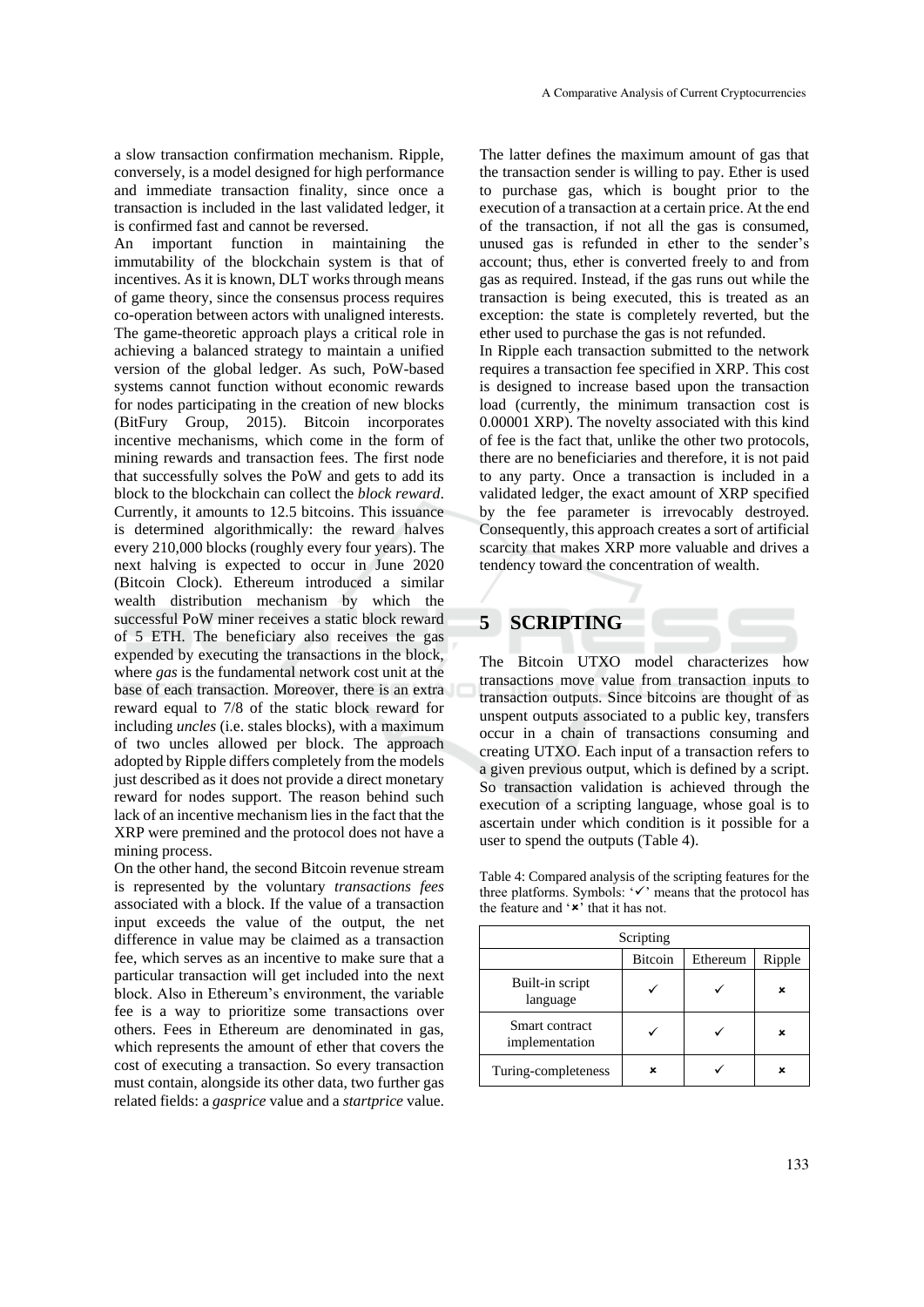a slow transaction confirmation mechanism. Ripple, conversely, is a model designed for high performance and immediate transaction finality, since once a transaction is included in the last validated ledger, it is confirmed fast and cannot be reversed.

An important function in maintaining the immutability of the blockchain system is that of incentives. As it is known, DLT works through means of game theory, since the consensus process requires co-operation between actors with unaligned interests. The game-theoretic approach plays a critical role in achieving a balanced strategy to maintain a unified version of the global ledger. As such, PoW-based systems cannot function without economic rewards for nodes participating in the creation of new blocks (BitFury Group, 2015). Bitcoin incorporates incentive mechanisms, which come in the form of mining rewards and transaction fees. The first node that successfully solves the PoW and gets to add its block to the blockchain can collect the *block reward*. Currently, it amounts to 12.5 bitcoins. This issuance is determined algorithmically: the reward halves every 210,000 blocks (roughly every four years). The next halving is expected to occur in June 2020 (Bitcoin Clock). Ethereum introduced a similar wealth distribution mechanism by which the successful PoW miner receives a static block reward of 5 ETH. The beneficiary also receives the gas expended by executing the transactions in the block, where *gas* is the fundamental network cost unit at the base of each transaction. Moreover, there is an extra reward equal to 7/8 of the static block reward for including *uncles* (i.e. stales blocks), with a maximum of two uncles allowed per block. The approach adopted by Ripple differs completely from the models just described as it does not provide a direct monetary reward for nodes support. The reason behind such lack of an incentive mechanism lies in the fact that the XRP were premined and the protocol does not have a mining process.

On the other hand, the second Bitcoin revenue stream is represented by the voluntary *transactions fees* associated with a block. If the value of a transaction input exceeds the value of the output, the net difference in value may be claimed as a transaction fee, which serves as an incentive to make sure that a particular transaction will get included into the next block. Also in Ethereum's environment, the variable fee is a way to prioritize some transactions over others. Fees in Ethereum are denominated in gas, which represents the amount of ether that covers the cost of executing a transaction. So every transaction must contain, alongside its other data, two further gas related fields: a *gasprice* value and a *startprice* value. The latter defines the maximum amount of gas that the transaction sender is willing to pay. Ether is used to purchase gas, which is bought prior to the execution of a transaction at a certain price. At the end of the transaction, if not all the gas is consumed, unused gas is refunded in ether to the sender's account; thus, ether is converted freely to and from gas as required. Instead, if the gas runs out while the transaction is being executed, this is treated as an exception: the state is completely reverted, but the ether used to purchase the gas is not refunded.

In Ripple each transaction submitted to the network requires a transaction fee specified in XRP. This cost is designed to increase based upon the transaction load (currently, the minimum transaction cost is 0.00001 XRP). The novelty associated with this kind of fee is the fact that, unlike the other two protocols, there are no beneficiaries and therefore, it is not paid to any party. Once a transaction is included in a validated ledger, the exact amount of XRP specified by the fee parameter is irrevocably destroyed. Consequently, this approach creates a sort of artificial scarcity that makes XRP more valuable and drives a tendency toward the concentration of wealth.

# 5 SCRIPTING

The Bitcoin UTXO model characterizes how transactions move value from transaction inputs to transaction outputs. Since bitcoins are thought of as unspent outputs associated to a public key, transfers occur in a chain of transactions consuming and creating UTXO. Each input of a transaction refers to a given previous output, which is defined by a script. So transaction validation is achieved through the execution of a scripting language, whose goal is to ascertain under which condition is it possible for a user to spend the outputs (Table 4).

Table 4: Compared analysis of the scripting features for the three platforms. Symbols: '✓' means that the protocol has the feature and '×' that it has not.

| Scripting | | | |
|---|---|---|---|
| | Bitcoin | Ethereum | Ripple |
| Built-in script language | ✓ | ✓ | × |
| Smart contract implementation | ✓ | ✓ | × |
| Turing-completeness | × | ✓ | × |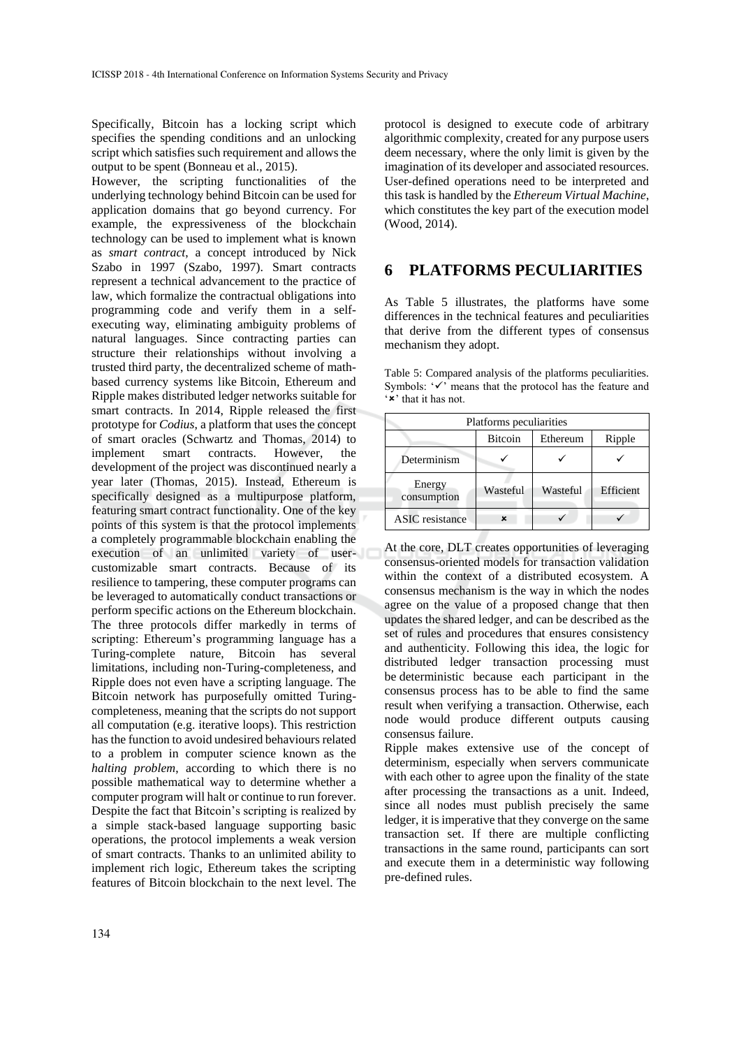Specifically, Bitcoin has a locking script which specifies the spending conditions and an unlocking script which satisfies such requirement and allows the output to be spent (Bonneau et al., 2015).

However, the scripting functionalities of the underlying technology behind Bitcoin can be used for application domains that go beyond currency. For example, the expressiveness of the blockchain technology can be used to implement what is known as *smart contract*, a concept introduced by Nick Szabo in 1997 (Szabo, 1997). Smart contracts represent a technical advancement to the practice of law, which formalize the contractual obligations into programming code and verify them in a self-executing way, eliminating ambiguity problems of natural languages. Since contracting parties can structure their relationships without involving a trusted third party, the decentralized scheme of math-based currency systems like Bitcoin, Ethereum and Ripple makes distributed ledger networks suitable for smart contracts. In 2014, Ripple released the first prototype for *Codius*, a platform that uses the concept of smart oracles (Schwartz and Thomas, 2014) to implement smart contracts. However, the development of the project was discontinued nearly a year later (Thomas, 2015). Instead, Ethereum is specifically designed as a multipurpose platform, featuring smart contract functionality. One of the key points of this system is that the protocol implements a completely programmable blockchain enabling the execution of an unlimited variety of user-customizable smart contracts. Because of its resilience to tampering, these computer programs can be leveraged to automatically conduct transactions or perform specific actions on the Ethereum blockchain. The three protocols differ markedly in terms of scripting: Ethereum's programming language has a Turing-complete nature, Bitcoin has several limitations, including non-Turing-completeness, and Ripple does not even have a scripting language. The Bitcoin network has purposefully omitted Turing-completeness, meaning that the scripts do not support all computation (e.g. iterative loops). This restriction has the function to avoid undesired behaviours related to a problem in computer science known as the *halting problem*, according to which there is no possible mathematical way to determine whether a computer program will halt or continue to run forever. Despite the fact that Bitcoin's scripting is realized by a simple stack-based language supporting basic operations, the protocol implements a weak version of smart contracts. Thanks to an unlimited ability to implement rich logic, Ethereum takes the scripting features of Bitcoin blockchain to the next level. The protocol is designed to execute code of arbitrary algorithmic complexity, created for any purpose users deem necessary, where the only limit is given by the imagination of its developer and associated resources. User-defined operations need to be interpreted and this task is handled by the *Ethereum Virtual Machine*, which constitutes the key part of the execution model (Wood, 2014).

# 6 PLATFORMS PECULIARITIES

As Table 5 illustrates, the platforms have some differences in the technical features and peculiarities that derive from the different types of consensus mechanism they adopt.

Table 5: Compared analysis of the platforms peculiarities. Symbols: '✓' means that the protocol has the feature and '✗' that it has not.

| Platforms peculiarities | | | |
|---|---|---|---|
| | Bitcoin | Ethereum | Ripple |
| Determinism | ✓ | ✓ | ✓ |
| Energy consumption | Wasteful | Wasteful | Efficient |
| ASIC resistance | ✗ | ✓ | ✓ |

At the core, DLT creates opportunities of leveraging consensus-oriented models for transaction validation within the context of a distributed ecosystem. A consensus mechanism is the way in which the nodes agree on the value of a proposed change that then updates the shared ledger, and can be described as the set of rules and procedures that ensures consistency and authenticity. Following this idea, the logic for distributed ledger transaction processing must be deterministic because each participant in the consensus process has to be able to find the same result when verifying a transaction. Otherwise, each node would produce different outputs causing consensus failure.

Ripple makes extensive use of the concept of determinism, especially when servers communicate with each other to agree upon the finality of the state after processing the transactions as a unit. Indeed, since all nodes must publish precisely the same ledger, it is imperative that they converge on the same transaction set. If there are multiple conflicting transactions in the same round, participants can sort and execute them in a deterministic way following pre-defined rules.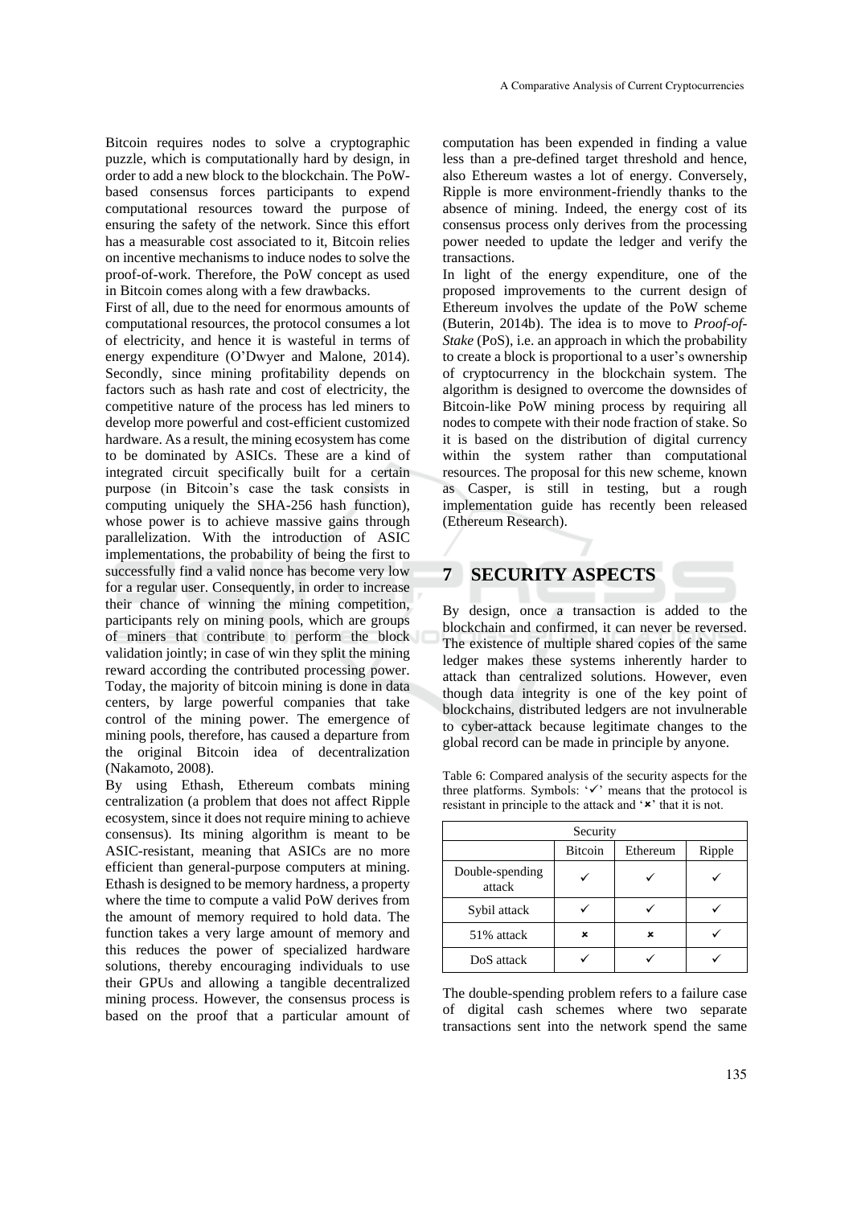Bitcoin requires nodes to solve a cryptographic puzzle, which is computationally hard by design, in order to add a new block to the blockchain. The PoW-based consensus forces participants to expend computational resources toward the purpose of ensuring the safety of the network. Since this effort has a measurable cost associated to it, Bitcoin relies on incentive mechanisms to induce nodes to solve the proof-of-work. Therefore, the PoW concept as used in Bitcoin comes along with a few drawbacks.

First of all, due to the need for enormous amounts of computational resources, the protocol consumes a lot of electricity, and hence it is wasteful in terms of energy expenditure (O'Dwyer and Malone, 2014). Secondly, since mining profitability depends on factors such as hash rate and cost of electricity, the competitive nature of the process has led miners to develop more powerful and cost-efficient customized hardware. As a result, the mining ecosystem has come to be dominated by ASICs. These are a kind of integrated circuit specifically built for a certain purpose (in Bitcoin's case the task consists in computing uniquely the SHA-256 hash function), whose power is to achieve massive gains through parallelization. With the introduction of ASIC implementations, the probability of being the first to successfully find a valid nonce has become very low for a regular user. Consequently, in order to increase their chance of winning the mining competition, participants rely on mining pools, which are groups of miners that contribute to perform the block validation jointly; in case of win they split the mining reward according the contributed processing power. Today, the majority of bitcoin mining is done in data centers, by large powerful companies that take control of the mining power. The emergence of mining pools, therefore, has caused a departure from the original Bitcoin idea of decentralization (Nakamoto, 2008).

By using Ethash, Ethereum combats mining centralization (a problem that does not affect Ripple ecosystem, since it does not require mining to achieve consensus). Its mining algorithm is meant to be ASIC-resistant, meaning that ASICs are no more efficient than general-purpose computers at mining. Ethash is designed to be memory hardness, a property where the time to compute a valid PoW derives from the amount of memory required to hold data. The function takes a very large amount of memory and this reduces the power of specialized hardware solutions, thereby encouraging individuals to use their GPUs and allowing a tangible decentralized mining process. However, the consensus process is based on the proof that a particular amount of computation has been expended in finding a value less than a pre-defined target threshold and hence, also Ethereum wastes a lot of energy. Conversely, Ripple is more environment-friendly thanks to the absence of mining. Indeed, the energy cost of its consensus process only derives from the processing power needed to update the ledger and verify the transactions.

In light of the energy expenditure, one of the proposed improvements to the current design of Ethereum involves the update of the PoW scheme (Buterin, 2014b). The idea is to move to *Proof-of-Stake* (PoS), i.e. an approach in which the probability to create a block is proportional to a user's ownership of cryptocurrency in the blockchain system. The algorithm is designed to overcome the downsides of Bitcoin-like PoW mining process by requiring all nodes to compete with their node fraction of stake. So it is based on the distribution of digital currency within the system rather than computational resources. The proposal for this new scheme, known as Casper, is still in testing, but a rough implementation guide has recently been released (Ethereum Research).

## 7 SECURITY ASPECTS

By design, once a transaction is added to the blockchain and confirmed, it can never be reversed. The existence of multiple shared copies of the same ledger makes these systems inherently harder to attack than centralized solutions. However, even though data integrity is one of the key point of blockchains, distributed ledgers are not invulnerable to cyber-attack because legitimate changes to the global record can be made in principle by anyone.

Table 6: Compared analysis of the security aspects for the three platforms. Symbols: '✓' means that the protocol is resistant in principle to the attack and '✗' that it is not.

| Security | | | |
|---|---|---|---|
| | Bitcoin | Ethereum | Ripple |
| Double-spending attack | ✓ | ✓ | ✓ |
| Sybil attack | ✓ | ✓ | ✓ |
| 51% attack | ✗ | ✗ | ✓ |
| DoS attack | ✓ | ✓ | ✓ |

The double-spending problem refers to a failure case of digital cash schemes where two separate transactions sent into the network spend the same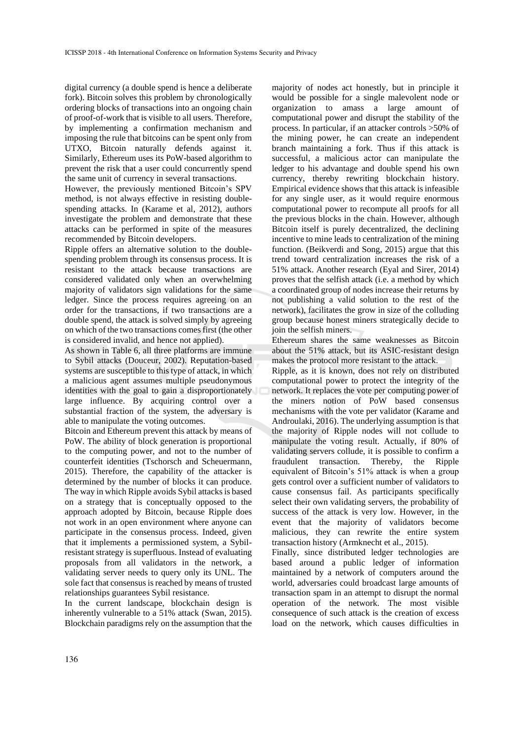digital currency (a double spend is hence a deliberate fork). Bitcoin solves this problem by chronologically ordering blocks of transactions into an ongoing chain of proof-of-work that is visible to all users. Therefore, by implementing a confirmation mechanism and imposing the rule that bitcoins can be spent only from UTXO, Bitcoin naturally defends against it. Similarly, Ethereum uses its PoW-based algorithm to prevent the risk that a user could concurrently spend the same unit of currency in several transactions.

However, the previously mentioned Bitcoin's SPV method, is not always effective in resisting double-spending attacks. In (Karame et al, 2012), authors investigate the problem and demonstrate that these attacks can be performed in spite of the measures recommended by Bitcoin developers.

Ripple offers an alternative solution to the double-spending problem through its consensus process. It is resistant to the attack because transactions are considered validated only when an overwhelming majority of validators sign validations for the same ledger. Since the process requires agreeing on an order for the transactions, if two transactions are a double spend, the attack is solved simply by agreeing on which of the two transactions comes first (the other is considered invalid, and hence not applied).

As shown in Table 6, all three platforms are immune to Sybil attacks (Douceur, 2002). Reputation-based systems are susceptible to this type of attack, in which a malicious agent assumes multiple pseudonymous identities with the goal to gain a disproportionately large influence. By acquiring control over a substantial fraction of the system, the adversary is able to manipulate the voting outcomes.

Bitcoin and Ethereum prevent this attack by means of PoW. The ability of block generation is proportional to the computing power, and not to the number of counterfeit identities (Tschorsch and Scheuermann, 2015). Therefore, the capability of the attacker is determined by the number of blocks it can produce. The way in which Ripple avoids Sybil attacks is based on a strategy that is conceptually opposed to the approach adopted by Bitcoin, because Ripple does not work in an open environment where anyone can participate in the consensus process. Indeed, given that it implements a permissioned system, a Sybil-resistant strategy is superfluous. Instead of evaluating proposals from all validators in the network, a validating server needs to query only its UNL. The sole fact that consensus is reached by means of trusted relationships guarantees Sybil resistance.

In the current landscape, blockchain design is inherently vulnerable to a 51% attack (Swan, 2015). Blockchain paradigms rely on the assumption that the majority of nodes act honestly, but in principle it would be possible for a single malevolent node or organization to amass a large amount of computational power and disrupt the stability of the process. In particular, if an attacker controls >50% of the mining power, he can create an independent branch maintaining a fork. Thus if this attack is successful, a malicious actor can manipulate the ledger to his advantage and double spend his own currency, thereby rewriting blockchain history. Empirical evidence shows that this attack is infeasible for any single user, as it would require enormous computational power to recompute all proofs for all the previous blocks in the chain. However, although Bitcoin itself is purely decentralized, the declining incentive to mine leads to centralization of the mining function. (Beikverdi and Song, 2015) argue that this trend toward centralization increases the risk of a 51% attack. Another research (Eyal and Sirer, 2014) proves that the selfish attack (i.e. a method by which a coordinated group of nodes increase their returns by not publishing a valid solution to the rest of the network), facilitates the grow in size of the colluding group because honest miners strategically decide to join the selfish miners.

Ethereum shares the same weaknesses as Bitcoin about the 51% attack, but its ASIC-resistant design makes the protocol more resistant to the attack.

Ripple, as it is known, does not rely on distributed computational power to protect the integrity of the network. It replaces the vote per computing power of the miners notion of PoW based consensus mechanisms with the vote per validator (Karame and Androulaki, 2016). The underlying assumption is that the majority of Ripple nodes will not collude to manipulate the voting result. Actually, if 80% of validating servers collude, it is possible to confirm a fraudulent transaction. Thereby, the Ripple equivalent of Bitcoin's 51% attack is when a group gets control over a sufficient number of validators to cause consensus fail. As participants specifically select their own validating servers, the probability of success of the attack is very low. However, in the event that the majority of validators become malicious, they can rewrite the entire system transaction history (Armknecht et al., 2015).

Finally, since distributed ledger technologies are based around a public ledger of information maintained by a network of computers around the world, adversaries could broadcast large amounts of transaction spam in an attempt to disrupt the normal operation of the network. The most visible consequence of such attack is the creation of excess load on the network, which causes difficulties in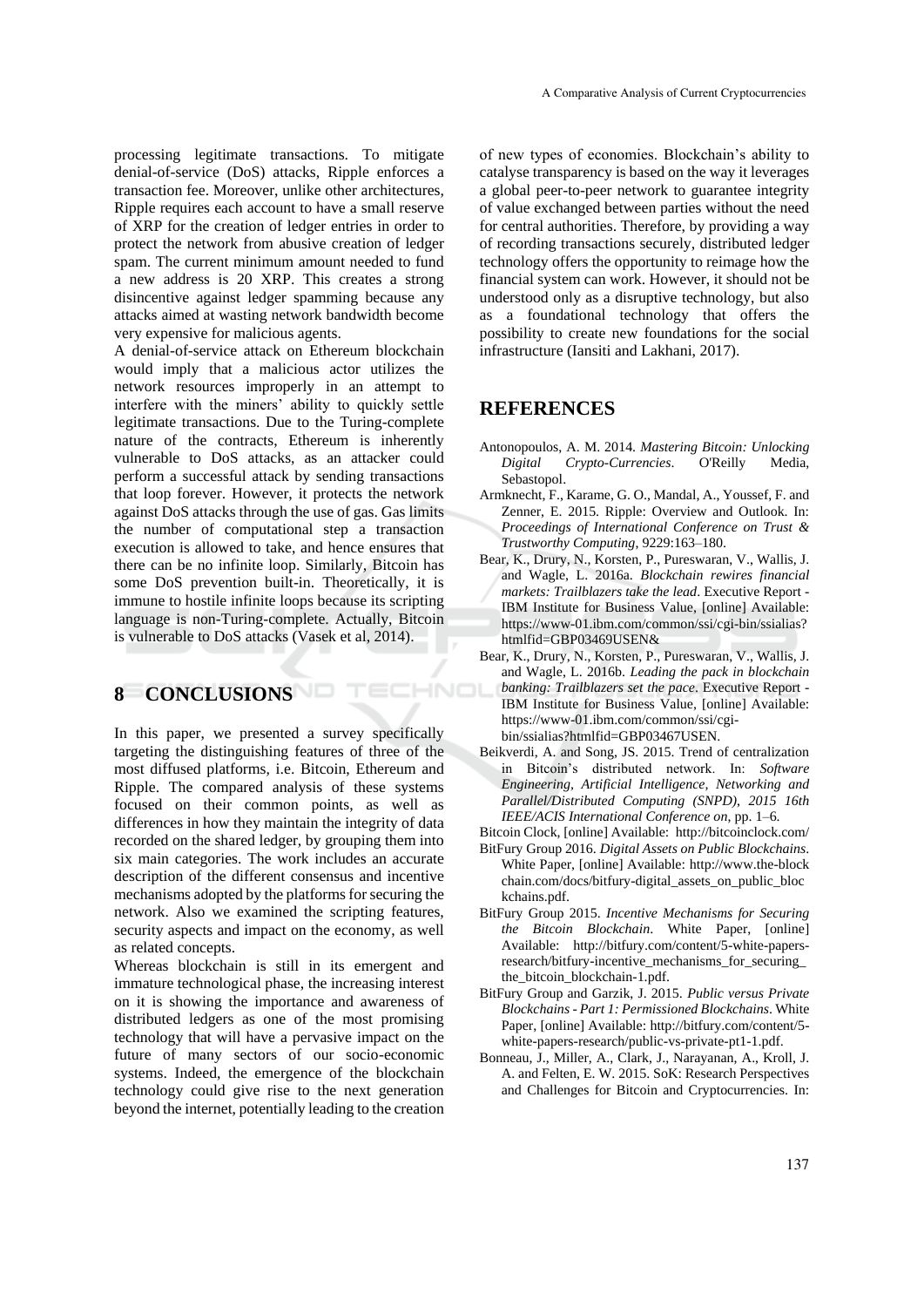processing legitimate transactions. To mitigate denial-of-service (DoS) attacks, Ripple enforces a transaction fee. Moreover, unlike other architectures, Ripple requires each account to have a small reserve of XRP for the creation of ledger entries in order to protect the network from abusive creation of ledger spam. The current minimum amount needed to fund a new address is 20 XRP. This creates a strong disincentive against ledger spamming because any attacks aimed at wasting network bandwidth become very expensive for malicious agents.

A denial-of-service attack on Ethereum blockchain would imply that a malicious actor utilizes the network resources improperly in an attempt to interfere with the miners' ability to quickly settle legitimate transactions. Due to the Turing-complete nature of the contracts, Ethereum is inherently vulnerable to DoS attacks, as an attacker could perform a successful attack by sending transactions that loop forever. However, it protects the network against DoS attacks through the use of gas. Gas limits the number of computational step a transaction execution is allowed to take, and hence ensures that there can be no infinite loop. Similarly, Bitcoin has some DoS prevention built-in. Theoretically, it is immune to hostile infinite loops because its scripting language is non-Turing-complete. Actually, Bitcoin is vulnerable to DoS attacks (Vasek et al, 2014).

## 8 CONCLUSIONS

In this paper, we presented a survey specifically targeting the distinguishing features of three of the most diffused platforms, i.e. Bitcoin, Ethereum and Ripple. The compared analysis of these systems focused on their common points, as well as differences in how they maintain the integrity of data recorded on the shared ledger, by grouping them into six main categories. The work includes an accurate description of the different consensus and incentive mechanisms adopted by the platforms for securing the network. Also we examined the scripting features, security aspects and impact on the economy, as well as related concepts.

Whereas blockchain is still in its emergent and immature technological phase, the increasing interest on it is showing the importance and awareness of distributed ledgers as one of the most promising technology that will have a pervasive impact on the future of many sectors of our socio-economic systems. Indeed, the emergence of the blockchain technology could give rise to the next generation beyond the internet, potentially leading to the creation of new types of economies. Blockchain's ability to catalyse transparency is based on the way it leverages a global peer-to-peer network to guarantee integrity of value exchanged between parties without the need for central authorities. Therefore, by providing a way of recording transactions securely, distributed ledger technology offers the opportunity to reimage how the financial system can work. However, it should not be understood only as a disruptive technology, but also as a foundational technology that offers the possibility to create new foundations for the social infrastructure (Iansiti and Lakhani, 2017).

## REFERENCES

Antonopoulos, A. M. 2014. *Mastering Bitcoin: Unlocking Digital Crypto-Currencies*. O'Reilly Media, Sebastopol.

Armknecht, F., Karame, G. O., Mandal, A., Youssef, F. and Zenner, E. 2015. Ripple: Overview and Outlook. In: *Proceedings of International Conference on Trust & Trustworthy Computing*, 9229:163–180.

Bear, K., Drury, N., Korsten, P., Pureswaran, V., Wallis, J. and Wagle, L. 2016a. *Blockchain rewires financial markets: Trailblazers take the lead*. Executive Report - IBM Institute for Business Value, [online] Available: https://www-01.ibm.com/common/ssi/cgi-bin/ssialias?htmlfid=GBP03469USEN&

Bear, K., Drury, N., Korsten, P., Pureswaran, V., Wallis, J. and Wagle, L. 2016b. *Leading the pack in blockchain banking: Trailblazers set the pace*. Executive Report - IBM Institute for Business Value, [online] Available: https://www-01.ibm.com/common/ssi/cgi-bin/ssialias?htmlfid=GBP03467USEN.

Beikverdi, A. and Song, JS. 2015. Trend of centralization in Bitcoin's distributed network. In: *Software Engineering, Artificial Intelligence, Networking and Parallel/Distributed Computing (SNPD), 2015 16th IEEE/ACIS International Conference on*, pp. 1–6.

Bitcoin Clock, [online] Available: http://bitcoinclock.com/

BitFury Group 2016. *Digital Assets on Public Blockchains*. White Paper, [online] Available: http://www.the-blockchain.com/docs/bitfury-digital_assets_on_public_blockchains.pdf.

BitFury Group 2015. *Incentive Mechanisms for Securing the Bitcoin Blockchain*. White Paper, [online] Available: http://bitfury.com/content/5-white-papers-research/bitfury-incentive_mechanisms_for_securing_the_bitcoin_blockchain-1.pdf.

BitFury Group and Garzik, J. 2015. *Public versus Private Blockchains - Part 1: Permissioned Blockchains*. White Paper, [online] Available: http://bitfury.com/content/5-white-papers-research/public-vs-private-pt1-1.pdf.

Bonneau, J., Miller, A., Clark, J., Narayanan, A., Kroll, J. A. and Felten, E. W. 2015. SoK: Research Perspectives and Challenges for Bitcoin and Cryptocurrencies. In: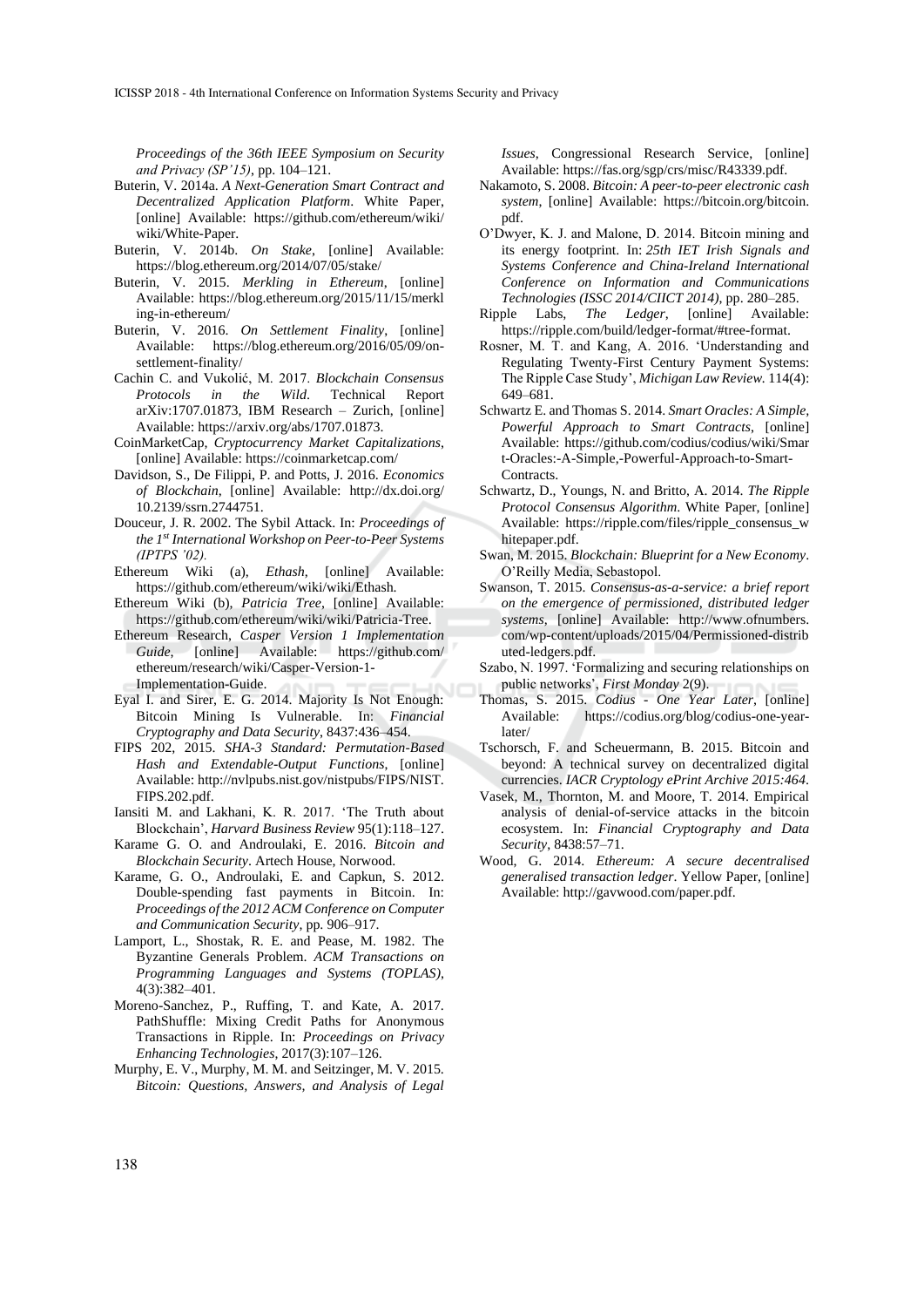*Proceedings of the 36th IEEE Symposium on Security and Privacy (SP'15)*, pp. 104–121.

Buterin, V. 2014a. *A Next-Generation Smart Contract and Decentralized Application Platform*. White Paper, [online] Available: https://github.com/ethereum/wiki/wiki/White-Paper.

Buterin, V. 2014b. *On Stake*, [online] Available: https://blog.ethereum.org/2014/07/05/stake/

Buterin, V. 2015. *Merkling in Ethereum*, [online] Available: https://blog.ethereum.org/2015/11/15/merkling-in-ethereum/

Buterin, V. 2016. *On Settlement Finality*, [online] Available: https://blog.ethereum.org/2016/05/09/on-settlement-finality/

Cachin C. and Vukolić, M. 2017. *Blockchain Consensus Protocols in the Wild*. Technical Report arXiv:1707.01873, IBM Research – Zurich, [online] Available: https://arxiv.org/abs/1707.01873.

CoinMarketCap, *Cryptocurrency Market Capitalizations*, [online] Available: https://coinmarketcap.com/

Davidson, S., De Filippi, P. and Potts, J. 2016. *Economics of Blockchain*, [online] Available: http://dx.doi.org/10.2139/ssrn.2744751.

Douceur, J. R. 2002. The Sybil Attack. In: *Proceedings of the 1st International Workshop on Peer-to-Peer Systems (IPTPS '02).*

Ethereum Wiki (a), *Ethash*, [online] Available: https://github.com/ethereum/wiki/wiki/Ethash.

Ethereum Wiki (b), *Patricia Tree*, [online] Available: https://github.com/ethereum/wiki/wiki/Patricia-Tree.

Ethereum Research, *Casper Version 1 Implementation Guide*, [online] Available: https://github.com/ethereum/research/wiki/Casper-Version-1-Implementation-Guide.

Eyal I. and Sirer, E. G. 2014. Majority Is Not Enough: Bitcoin Mining Is Vulnerable. In: *Financial Cryptography and Data Security*, 8437:436–454.

FIPS 202, 2015. *SHA-3 Standard: Permutation-Based Hash and Extendable-Output Functions*, [online] Available: http://nvlpubs.nist.gov/nistpubs/FIPS/NIST.FIPS.202.pdf.

Iansiti M. and Lakhani, K. R. 2017. 'The Truth about Blockchain', *Harvard Business Review* 95(1):118–127.

Karame G. O. and Androulaki, E. 2016. *Bitcoin and Blockchain Security*. Artech House, Norwood.

Karame, G. O., Androulaki, E. and Capkun, S. 2012. Double-spending fast payments in Bitcoin. In: *Proceedings of the 2012 ACM Conference on Computer and Communication Security*, pp. 906–917.

Lamport, L., Shostak, R. E. and Pease, M. 1982. The Byzantine Generals Problem. *ACM Transactions on Programming Languages and Systems (TOPLAS)*, 4(3):382–401.

Moreno-Sanchez, P., Ruffing, T. and Kate, A. 2017. PathShuffle: Mixing Credit Paths for Anonymous Transactions in Ripple. In: *Proceedings on Privacy Enhancing Technologies*, 2017(3):107–126.

Murphy, E. V., Murphy, M. M. and Seitzinger, M. V. 2015. *Bitcoin: Questions, Answers, and Analysis of Legal Issues*, Congressional Research Service, [online] Available: https://fas.org/sgp/crs/misc/R43339.pdf.

Nakamoto, S. 2008. *Bitcoin: A peer-to-peer electronic cash system*, [online] Available: https://bitcoin.org/bitcoin.pdf.

O'Dwyer, K. J. and Malone, D. 2014. Bitcoin mining and its energy footprint. In: *25th IET Irish Signals and Systems Conference and China-Ireland International Conference on Information and Communications Technologies (ISSC 2014/CIICT 2014)*, pp. 280–285.

Ripple Labs, *The Ledger*, [online] Available: https://ripple.com/build/ledger-format/#tree-format.

Rosner, M. T. and Kang, A. 2016. 'Understanding and Regulating Twenty-First Century Payment Systems: The Ripple Case Study', *Michigan Law Review*. 114(4): 649–681.

Schwartz E. and Thomas S. 2014. *Smart Oracles: A Simple, Powerful Approach to Smart Contracts*, [online] Available: https://github.com/codius/codius/wiki/Smart-Oracles:-A-Simple,-Powerful-Approach-to-Smart-Contracts.

Schwartz, D., Youngs, N. and Britto, A. 2014. *The Ripple Protocol Consensus Algorithm*. White Paper, [online] Available: https://ripple.com/files/ripple_consensus_whitepaper.pdf.

Swan, M. 2015. *Blockchain: Blueprint for a New Economy*. O'Reilly Media, Sebastopol.

Swanson, T. 2015. *Consensus-as-a-service: a brief report on the emergence of permissioned, distributed ledger systems*, [online] Available: http://www.ofnumbers.com/wp-content/uploads/2015/04/Permissioned-distributed-ledgers.pdf.

Szabo, N. 1997. 'Formalizing and securing relationships on public networks', *First Monday* 2(9).

Thomas, S. 2015. *Codius - One Year Later*, [online] Available: https://codius.org/blog/codius-one-year-later/

Tschorsch, F. and Scheuermann, B. 2015. Bitcoin and beyond: A technical survey on decentralized digital currencies. *IACR Cryptology ePrint Archive 2015:464*.

Vasek, M., Thornton, M. and Moore, T. 2014. Empirical analysis of denial-of-service attacks in the bitcoin ecosystem. In: *Financial Cryptography and Data Security*, 8438:57–71.

Wood, G. 2014. *Ethereum: A secure decentralised generalised transaction ledger*. Yellow Paper, [online] Available: http://gavwood.com/paper.pdf.